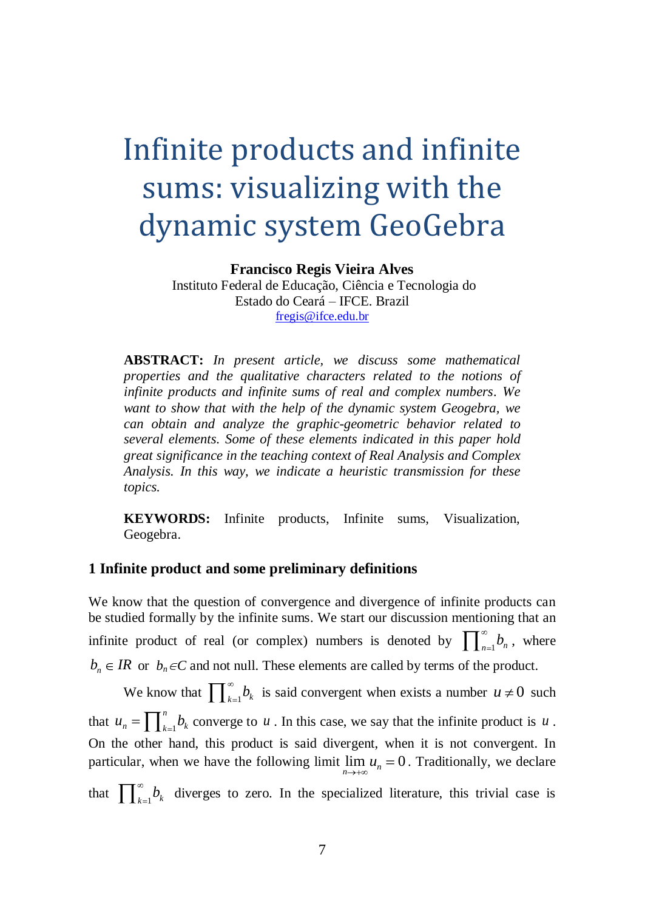# Infinite products and infinite sums: visualizing with the dynamic system GeoGebra

**Francisco Regis Vieira Alves**
Instituto Federal de Educação, Ciência e Tecnologia do Estado do Ceará – IFCE. Brazil
fregis@ifce.edu.br

**ABSTRACT:** *In present article, we discuss some mathematical properties and the qualitative characters related to the notions of infinite products and infinite sums of real and complex numbers. We want to show that with the help of the dynamic system Geogebra, we can obtain and analyze the graphic-geometric behavior related to several elements. Some of these elements indicated in this paper hold great significance in the teaching context of Real Analysis and Complex Analysis. In this way, we indicate a heuristic transmission for these topics.*

**KEYWORDS:** Infinite products, Infinite sums, Visualization, Geogebra.

## 1 Infinite product and some preliminary definitions

We know that the question of convergence and divergence of infinite products can be studied formally by the infinite sums. We start our discussion mentioning that an infinite product of real (or complex) numbers is denoted by $\prod_{n=1}^{\infty} b_n$, where $b_n \in IR$ or $b_n \in C$ and not null. These elements are called by terms of the product.

We know that $\prod_{k=1}^{\infty} b_k$ is said convergent when exists a number $u \neq 0$ such that $u_n = \prod_{k=1}^{n} b_k$ converge to $u$. In this case, we say that the infinite product is $u$. On the other hand, this product is said divergent, when it is not convergent. In particular, when we have the following limit $\lim_{n \to +\infty} u_n = 0$. Traditionally, we declare that $\prod_{k=1}^{\infty} b_k$ diverges to zero. In the specialized literature, this trivial case is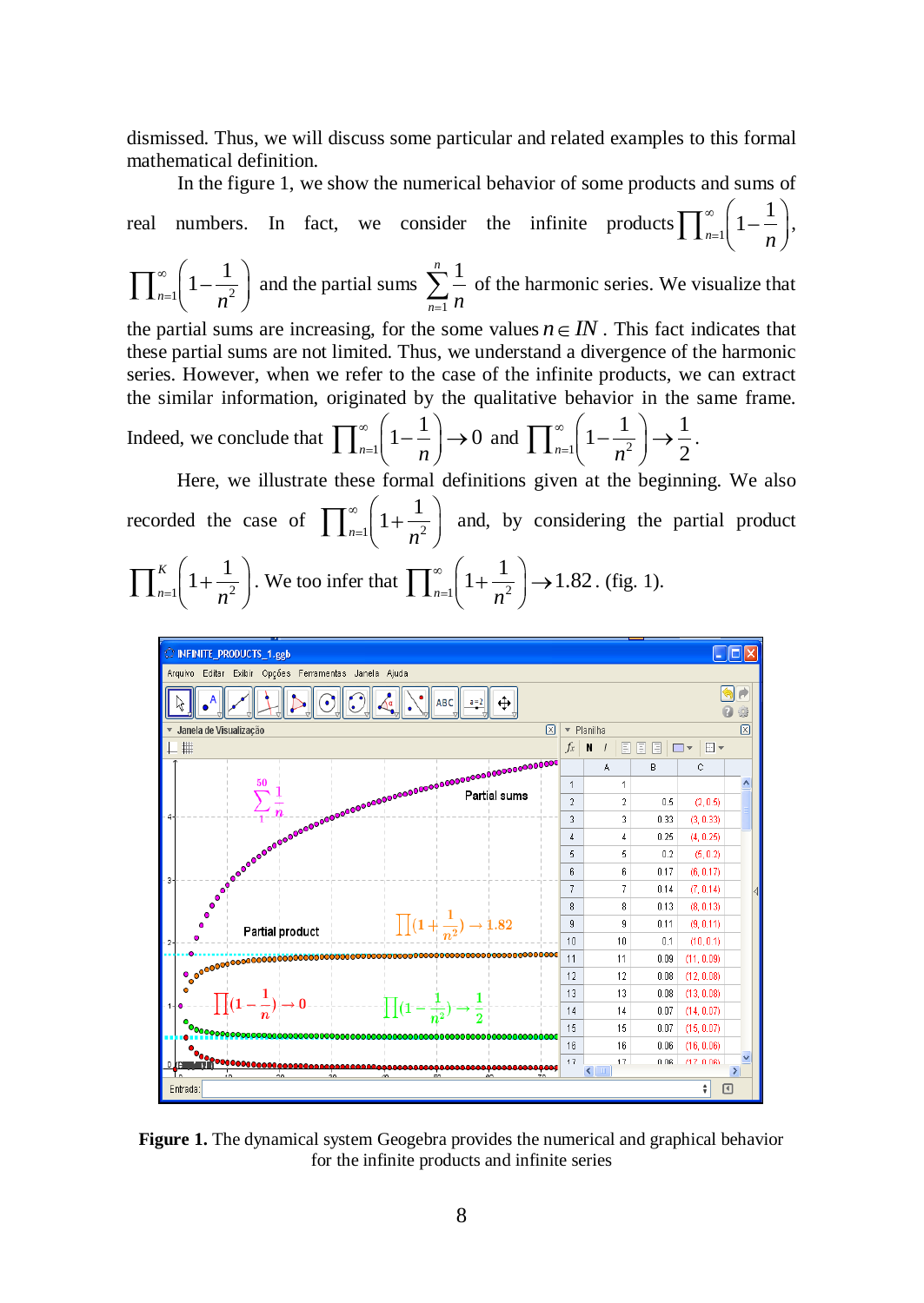dismissed. Thus, we will discuss some particular and related examples to this formal mathematical definition.

In the figure 1, we show the numerical behavior of some products and sums of real numbers. In fact, we consider the infinite products $\prod_{n=1}^{\infty}\left(1-\frac{1}{n}\right)$, $\prod_{n=1}^{\infty}\left(1-\frac{1}{n^2}\right)$ and the partial sums $\sum_{n=1}^{n}\frac{1}{n}$ of the harmonic series. We visualize that the partial sums are increasing, for the some values $n \in IN$. This fact indicates that these partial sums are not limited. Thus, we understand a divergence of the harmonic series. However, when we refer to the case of the infinite products, we can extract the similar information, originated by the qualitative behavior in the same frame. Indeed, we conclude that $\prod_{n=1}^{\infty}\left(1-\frac{1}{n}\right) \to 0$ and $\prod_{n=1}^{\infty}\left(1-\frac{1}{n^2}\right) \to \frac{1}{2}$.

Here, we illustrate these formal definitions given at the beginning. We also recorded the case of $\prod_{n=1}^{\infty}\left(1+\frac{1}{n^2}\right)$ and, by considering the partial product $\prod_{n=1}^{K}\left(1+\frac{1}{n^2}\right)$. We too infer that $\prod_{n=1}^{\infty}\left(1+\frac{1}{n^2}\right) \to 1.82$. (fig. 1).

**Figure 1.** The dynamical system Geogebra provides the numerical and graphical behavior for the infinite products and infinite series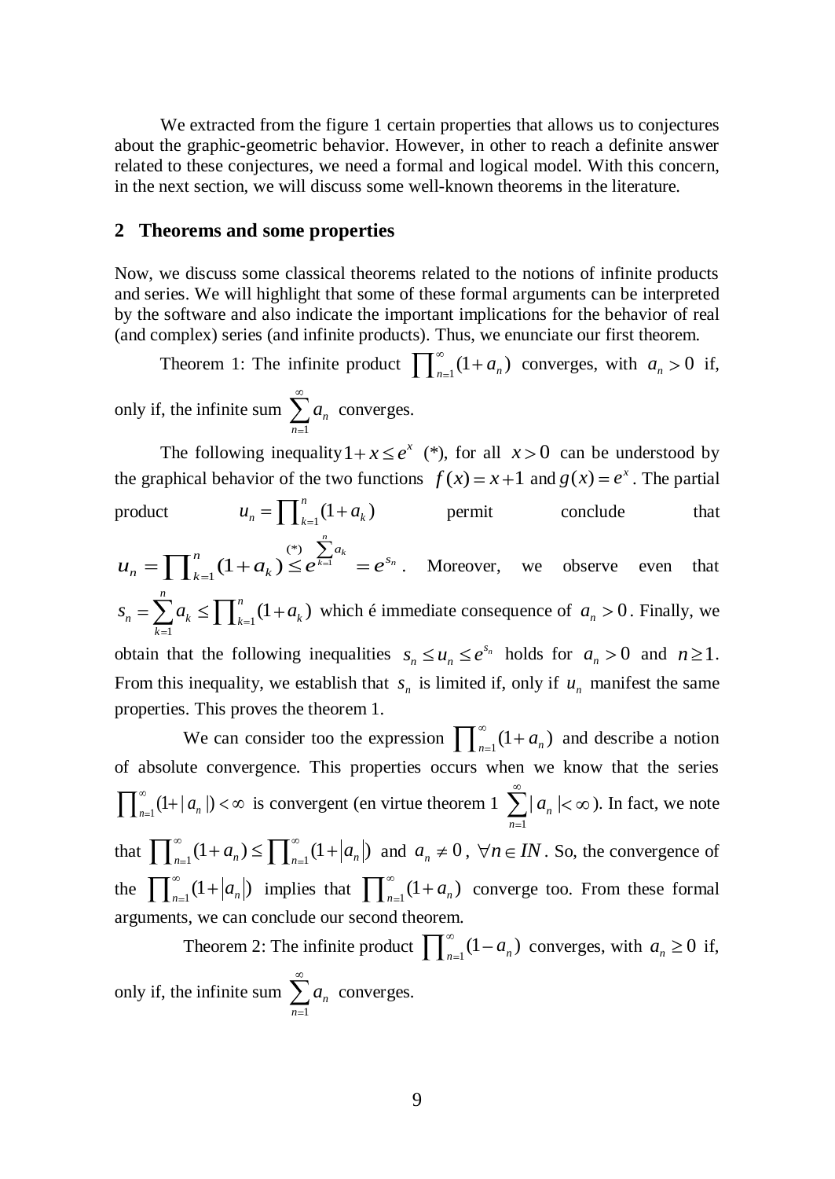We extracted from the figure 1 certain properties that allows us to conjectures about the graphic-geometric behavior. However, in other to reach a definite answer related to these conjectures, we need a formal and logical model. With this concern, in the next section, we will discuss some well-known theorems in the literature.

## 2 Theorems and some properties

Now, we discuss some classical theorems related to the notions of infinite products and series. We will highlight that some of these formal arguments can be interpreted by the software and also indicate the important implications for the behavior of real (and complex) series (and infinite products). Thus, we enunciate our first theorem.

Theorem 1: The infinite product $\prod_{n=1}^{\infty}(1+a_n)$ converges, with $a_n > 0$ if, only if, the infinite sum $\sum_{n=1}^{\infty} a_n$ converges.

The following inequality $1+x \le e^x$ (*), for all $x > 0$ can be understood by the graphical behavior of the two functions $f(x) = x+1$ and $g(x) = e^x$. The partial product $u_n = \prod_{k=1}^{n}(1+a_k)$ permit conclude that $u_n = \prod_{k=1}^{n}(1+a_k) \overset{(*)}{\le} e^{\sum_{k=1}^{n} a_k} = e^{s_n}$. Moreover, we observe even that $s_n = \sum_{k=1}^{n} a_k \le \prod_{k=1}^{n}(1+a_k)$ which é immediate consequence of $a_n > 0$. Finally, we obtain that the following inequalities $s_n \le u_n \le e^{s_n}$ holds for $a_n > 0$ and $n \ge 1$. From this inequality, we establish that $s_n$ is limited if, only if $u_n$ manifest the same properties. This proves the theorem 1.

We can consider too the expression $\prod_{n=1}^{\infty}(1+a_n)$ and describe a notion of absolute convergence. This properties occurs when we know that the series $\prod_{n=1}^{\infty}(1+|a_n|) < \infty$ is convergent (en virtue theorem 1 $\sum_{n=1}^{\infty}|a_n| < \infty$). In fact, we note that $\prod_{n=1}^{\infty}(1+a_n) \le \prod_{n=1}^{\infty}(1+|a_n|)$ and $a_n \ne 0$, $\forall n \in IN$. So, the convergence of the $\prod_{n=1}^{\infty}(1+|a_n|)$ implies that $\prod_{n=1}^{\infty}(1+a_n)$ converge too. From these formal arguments, we can conclude our second theorem.

Theorem 2: The infinite product $\prod_{n=1}^{\infty}(1-a_n)$ converges, with $a_n \ge 0$ if, only if, the infinite sum $\sum_{n=1}^{\infty} a_n$ converges.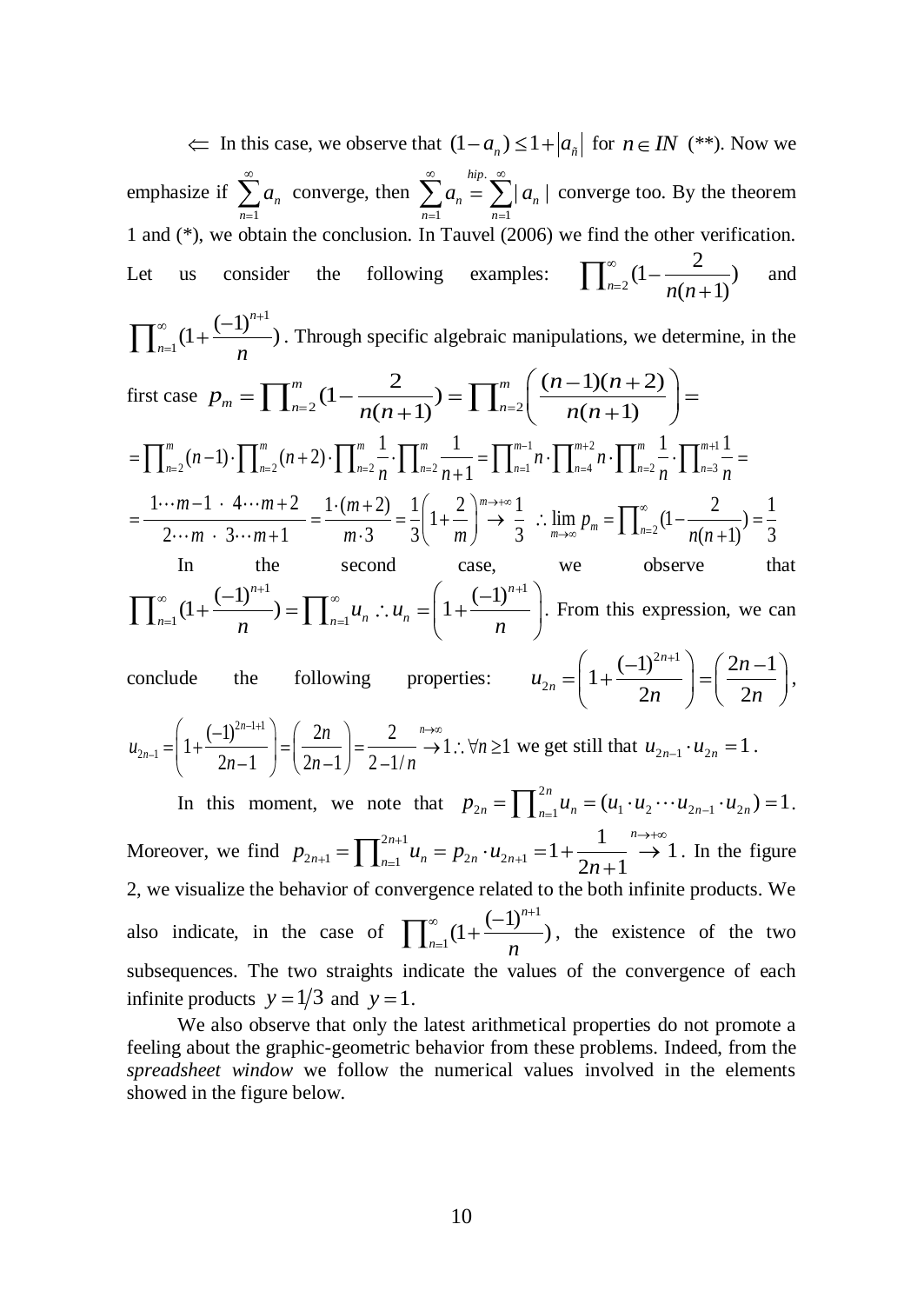$\Leftarrow$ In this case, we observe that $(1-a_n) \le 1+|a_{\tilde{n}}|$ for $n \in IN$ (**). Now we emphasize if $\sum_{n=1}^{\infty} a_n$ converge, then $\sum_{n=1}^{\infty} a_n \overset{hip.}{=} \sum_{n=1}^{\infty} |a_n|$ converge too. By the theorem 1 and (*), we obtain the conclusion. In Tauvel (2006) we find the other verification. Let us consider the following examples: $\prod_{n=2}^{\infty}(1-\frac{2}{n(n+1)})$ and $\prod_{n=1}^{\infty}(1+\frac{(-1)^{n+1}}{n})$. Through specific algebraic manipulations, we determine, in the first case $p_m = \prod_{n=2}^{m}(1-\frac{2}{n(n+1)}) = \prod_{n=2}^{m}\left(\frac{(n-1)(n+2)}{n(n+1)}\right) =$

$$= \prod_{n=2}^{m}(n-1)\cdot\prod_{n=2}^{m}(n+2)\cdot\prod_{n=2}^{m}\frac{1}{n}\cdot\prod_{n=2}^{m}\frac{1}{n+1} = \prod_{n=1}^{m-1} n\cdot\prod_{n=4}^{m+2} n\cdot\prod_{n=2}^{m}\frac{1}{n}\cdot\prod_{n=3}^{m+1}\frac{1}{n} =$$

$$= \frac{1\cdots m-1\ \cdot\ 4\cdots m+2}{2\cdots m\ \cdot\ 3\cdots m+1} = \frac{1\cdot(m+2)}{m\cdot 3} = \frac{1}{3}\left(1+\frac{2}{m}\right) \overset{m\to+\infty}{\to} \frac{1}{3}\ \therefore \lim_{m\to\infty} p_m = \prod_{n=2}^{\infty}(1-\frac{2}{n(n+1)}) = \frac{1}{3}$$

In the second case, we observe that $\prod_{n=1}^{\infty}(1+\frac{(-1)^{n+1}}{n}) = \prod_{n=1}^{\infty} u_n \therefore u_n = \left(1+\frac{(-1)^{n+1}}{n}\right)$. From this expression, we can conclude the following properties: $u_{2n} = \left(1+\frac{(-1)^{2n+1}}{2n}\right) = \left(\frac{2n-1}{2n}\right)$, $u_{2n-1} = \left(1+\frac{(-1)^{2n-1+1}}{2n-1}\right) = \left(\frac{2n}{2n-1}\right) = \frac{2}{2-1/n} \overset{n\to\infty}{\to} 1 \therefore \forall n \ge 1$ we get still that $u_{2n-1}\cdot u_{2n} = 1$.

In this moment, we note that $p_{2n} = \prod_{n=1}^{2n} u_n = (u_1\cdot u_2 \cdots u_{2n-1}\cdot u_{2n}) = 1$. Moreover, we find $p_{2n+1} = \prod_{n=1}^{2n+1} u_n = p_{2n}\cdot u_{2n+1} = 1+\frac{1}{2n+1} \overset{n\to+\infty}{\to} 1$. In the figure 2, we visualize the behavior of convergence related to the both infinite products. We also indicate, in the case of $\prod_{n=1}^{\infty}(1+\frac{(-1)^{n+1}}{n})$, the existence of the two subsequences. The two straights indicate the values of the convergence of each infinite products $y = 1/3$ and $y = 1$.

We also observe that only the latest arithmetical properties do not promote a feeling about the graphic-geometric behavior from these problems. Indeed, from the *spreadsheet window* we follow the numerical values involved in the elements showed in the figure below.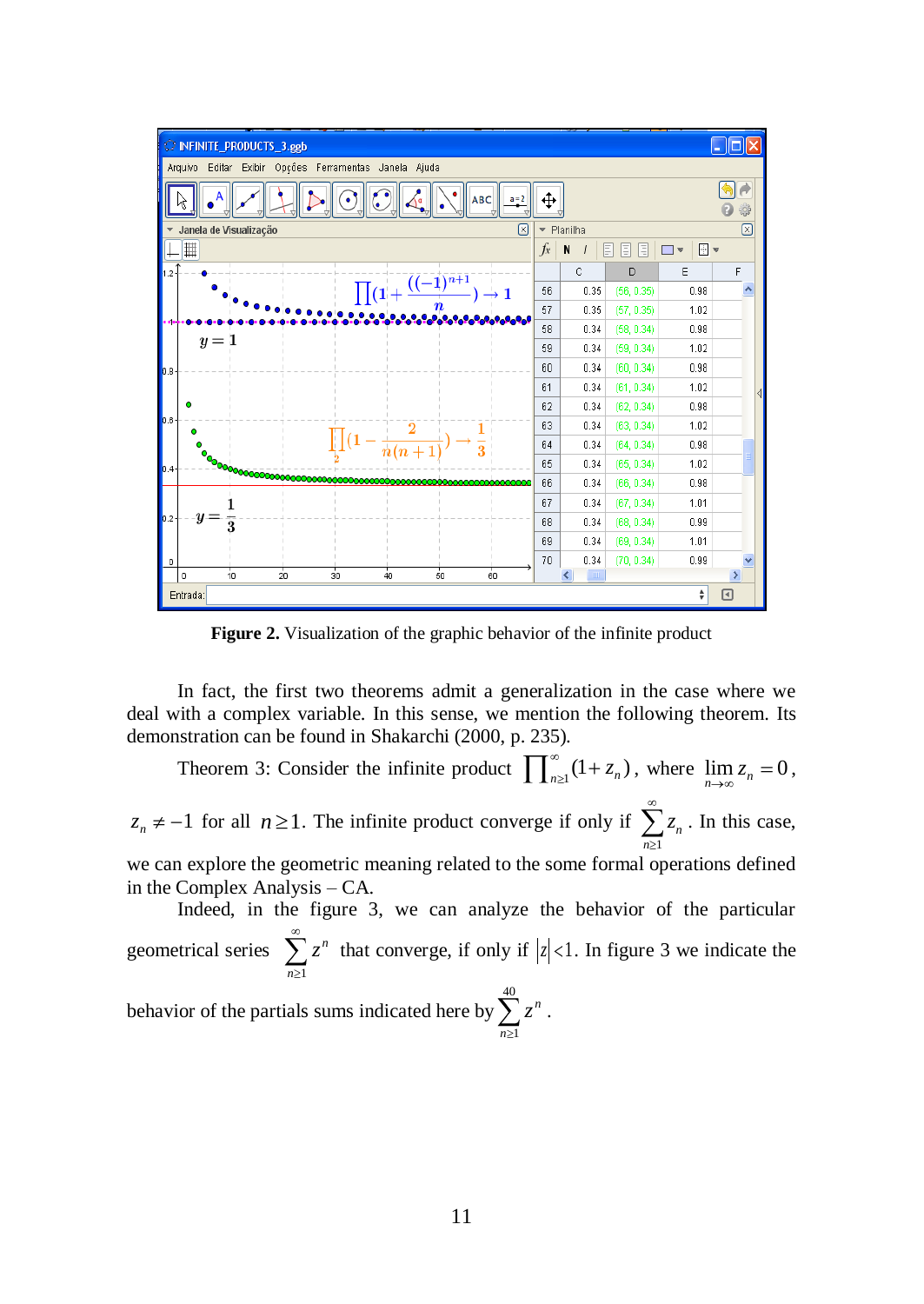**Figure 2.** Visualization of the graphic behavior of the infinite product

In fact, the first two theorems admit a generalization in the case where we deal with a complex variable. In this sense, we mention the following theorem. Its demonstration can be found in Shakarchi (2000, p. 235).

Theorem 3: Consider the infinite product $\prod_{n\geq1}^{\infty}(1+z_n)$, where $\lim_{n\to\infty} z_n = 0$, $z_n \neq -1$ for all $n \geq 1$. The infinite product converge if only if $\sum_{n\geq1}^{\infty} z_n$. In this case, we can explore the geometric meaning related to the some formal operations defined in the Complex Analysis – CA.

Indeed, in the figure 3, we can analyze the behavior of the particular geometrical series $\sum_{n\geq1}^{\infty} z^n$ that converge, if only if $|z|<1$. In figure 3 we indicate the behavior of the partials sums indicated here by $\sum_{n\geq1}^{40} z^n$.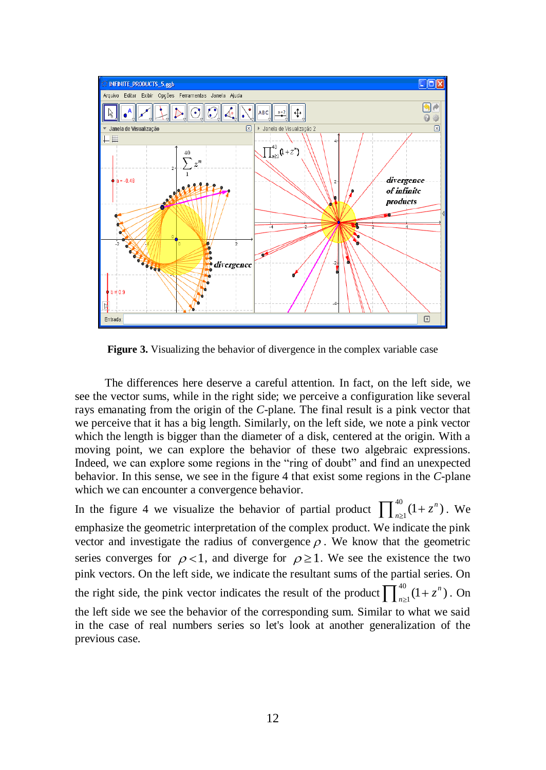**Figure 3.** Visualizing the behavior of divergence in the complex variable case

The differences here deserve a careful attention. In fact, on the left side, we see the vector sums, while in the right side; we perceive a configuration like several rays emanating from the origin of the *C*-plane. The final result is a pink vector that we perceive that it has a big length. Similarly, on the left side, we note a pink vector which the length is bigger than the diameter of a disk, centered at the origin. With a moving point, we can explore the behavior of these two algebraic expressions. Indeed, we can explore some regions in the "ring of doubt" and find an unexpected behavior. In this sense, we see in the figure 4 that exist some regions in the *C*-plane which we can encounter a convergence behavior.

In the figure 4 we visualize the behavior of partial product $\prod_{n\geq 1}^{40}(1+z^n)$. We emphasize the geometric interpretation of the complex product. We indicate the pink vector and investigate the radius of convergence $\rho$. We know that the geometric series converges for $\rho < 1$, and diverge for $\rho \geq 1$. We see the existence the two pink vectors. On the left side, we indicate the resultant sums of the partial series. On the right side, the pink vector indicates the result of the product $\prod_{n\geq 1}^{40}(1+z^n)$. On the left side we see the behavior of the corresponding sum. Similar to what we said in the case of real numbers series so let's look at another generalization of the previous case.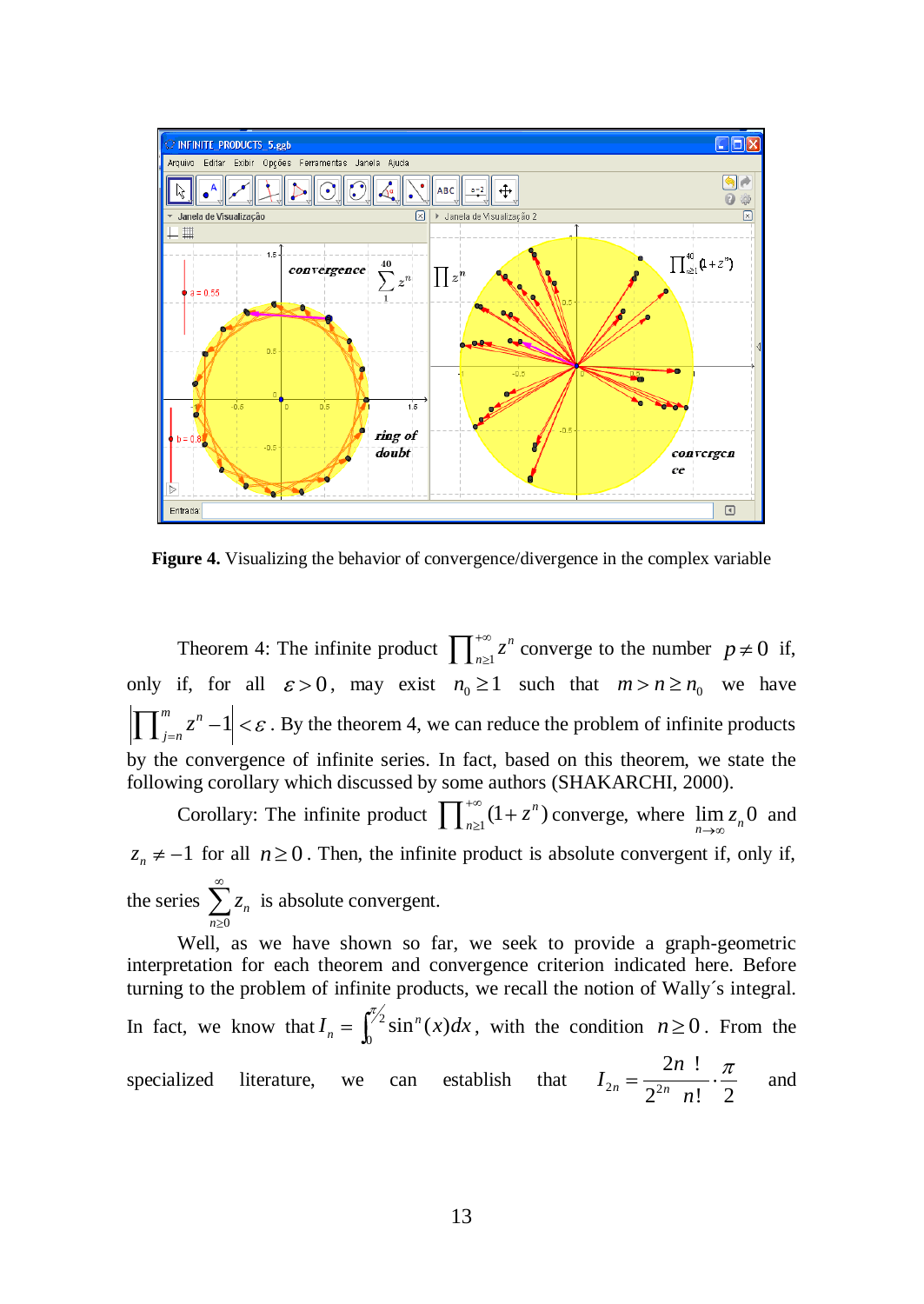**Figure 4.** Visualizing the behavior of convergence/divergence in the complex variable

Theorem 4: The infinite product $\prod_{n\geq 1}^{+\infty} z^n$ converge to the number $p \neq 0$ if, only if, for all $\varepsilon > 0$, may exist $n_0 \geq 1$ such that $m > n \geq n_0$ we have $\left|\prod_{j=n}^{m} z^n - 1\right| < \varepsilon$. By the theorem 4, we can reduce the problem of infinite products by the convergence of infinite series. In fact, based on this theorem, we state the following corollary which discussed by some authors (SHAKARCHI, 2000).

Corollary: The infinite product $\prod_{n\geq 1}^{+\infty}(1+z^n)$ converge, where $\lim_{n\to\infty} z_n 0$ and $z_n \neq -1$ for all $n \geq 0$. Then, the infinite product is absolute convergent if, only if, the series $\sum_{n\geq 0}^{\infty} z_n$ is absolute convergent.

Well, as we have shown so far, we seek to provide a graph-geometric interpretation for each theorem and convergence criterion indicated here. Before turning to the problem of infinite products, we recall the notion of Wally´s integral. In fact, we know that $I_n = \int_0^{\pi/2} \sin^n(x)dx$, with the condition $n \geq 0$. From the specialized literature, we can establish that $I_{2n} = \dfrac{2n\ !}{2^{2n}\ \ n!} \cdot \dfrac{\pi}{2}$ and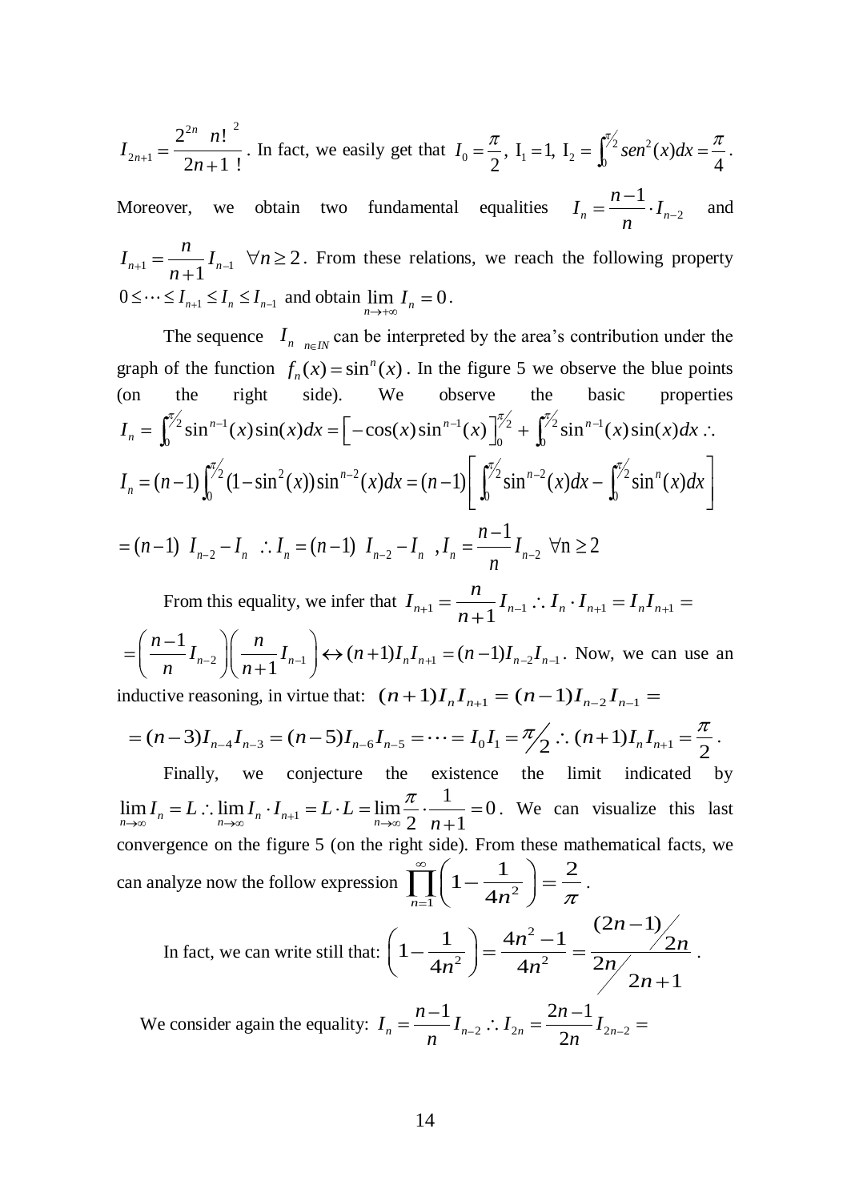$I_{2n+1} = \dfrac{2^{2n}\,(n!)^2}{(2n+1)!}$. In fact, we easily get that $I_0 = \dfrac{\pi}{2}$, $\mathrm{I}_1 = 1$, $\mathrm{I}_2 = \int_0^{\pi/2} sen^2(x)dx = \dfrac{\pi}{4}$.

Moreover, we obtain two fundamental equalities $I_n = \dfrac{n-1}{n} \cdot I_{n-2}$ and $I_{n+1} = \dfrac{n}{n+1} I_{n-1}$ $\forall n \geq 2$. From these relations, we reach the following property $0 \leq \cdots \leq I_{n+1} \leq I_n \leq I_{n-1}$ and obtain $\lim_{n\to+\infty} I_n = 0$.

The sequence $(I_n)_{n\in IN}$ can be interpreted by the area's contribution under the graph of the function $f_n(x) = \sin^n(x)$. In the figure 5 we observe the blue points (on the right side). We observe the basic properties

$$I_n = \int_0^{\pi/2} \sin^{n-1}(x)\sin(x)dx = \left[-\cos(x)\sin^{n-1}(x)\right]_0^{\pi/2} + \int_0^{\pi/2} \sin^{n-1}(x)\sin(x)dx \therefore$$

$$I_n = (n-1)\int_0^{\pi/2}(1-\sin^2(x))\sin^{n-2}(x)dx = (n-1)\left[\int_0^{\pi/2}\sin^{n-2}(x)dx - \int_0^{\pi/2}\sin^n(x)dx\right]$$

$$= (n-1)\,(I_{n-2} - I_n) \therefore I_n = (n-1)\,(I_{n-2} - I_n),\ I_n = \frac{n-1}{n} I_{n-2}\ \forall \mathrm{n} \geq 2$$

From this equality, we infer that $I_{n+1} = \dfrac{n}{n+1} I_{n-1} \therefore I_n \cdot I_{n+1} = I_n I_{n+1} =$

$= \left(\dfrac{n-1}{n} I_{n-2}\right)\left(\dfrac{n}{n+1} I_{n-1}\right) \leftrightarrow (n+1)I_n I_{n+1} = (n-1)I_{n-2}I_{n-1}$. Now, we can use an inductive reasoning, in virtue that: $(n+1)I_n I_{n+1} = (n-1)I_{n-2}I_{n-1} =$

$$= (n-3)I_{n-4}I_{n-3} = (n-5)I_{n-6}I_{n-5} = \cdots = I_0 I_1 = \pi/2 \therefore (n+1)I_n I_{n+1} = \frac{\pi}{2}.$$

Finally, we conjecture the existence the limit indicated by $\lim_{n\to\infty} I_n = L \therefore \lim_{n\to\infty} I_n \cdot I_{n+1} = L \cdot L = \lim_{n\to\infty} \dfrac{\pi}{2} \cdot \dfrac{1}{n+1} = 0$. We can visualize this last convergence on the figure 5 (on the right side). From these mathematical facts, we can analyze now the follow expression $\prod_{n=1}^{\infty}\left(1 - \dfrac{1}{4n^2}\right) = \dfrac{2}{\pi}$.

In fact, we can write still that: $\left(1 - \dfrac{1}{4n^2}\right) = \dfrac{4n^2 - 1}{4n^2} = \dfrac{(2n-1)/2n}{2n/(2n+1)}$.

We consider again the equality: $I_n = \dfrac{n-1}{n} I_{n-2} \therefore I_{2n} = \dfrac{2n-1}{2n} I_{2n-2} =$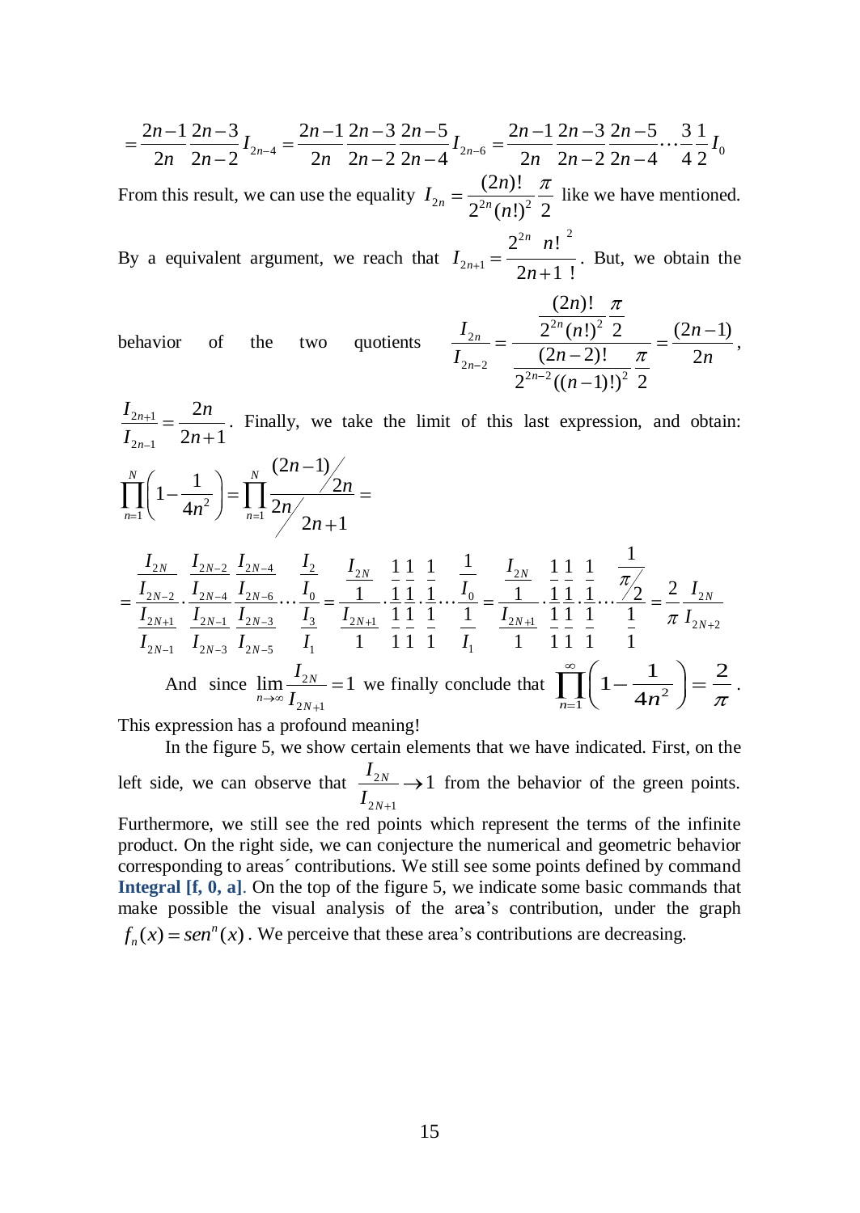$$= \frac{2n-1}{2n}\frac{2n-3}{2n-2}I_{2n-4} = \frac{2n-1}{2n}\frac{2n-3}{2n-2}\frac{2n-5}{2n-4}I_{2n-6} = \frac{2n-1}{2n}\frac{2n-3}{2n-2}\frac{2n-5}{2n-4}\cdots\frac{3}{4}\frac{1}{2}I_0$$

From this result, we can use the equality $I_{2n} = \frac{(2n)!}{2^{2n}(n!)^2}\frac{\pi}{2}$ like we have mentioned.

By a equivalent argument, we reach that $I_{2n+1} = \frac{2^{2n}\ n!^{\ 2}}{2n+1\ !}$. But, we obtain the behavior of the two quotients $\frac{I_{2n}}{I_{2n-2}} = \frac{\frac{(2n)!}{2^{2n}(n!)^2}\frac{\pi}{2}}{\frac{(2n-2)!}{2^{2n-2}((n-1)!)^2}\frac{\pi}{2}} = \frac{(2n-1)}{2n}$, $\frac{I_{2n+1}}{I_{2n-1}} = \frac{2n}{2n+1}$. Finally, we take the limit of this last expression, and obtain:

$$\prod_{n=1}^{N}\left(1-\frac{1}{4n^2}\right) = \prod_{n=1}^{N}\frac{(2n-1)\big/2n}{2n\big/2n+1} =$$

$$= \frac{\frac{I_{2N}}{I_{2N-2}}}{\frac{I_{2N+1}}{I_{2N-1}}}\cdot\frac{\frac{I_{2N-2}}{I_{2N-4}}}{\frac{I_{2N-1}}{I_{2N-3}}}\frac{\frac{I_{2N-4}}{I_{2N-6}}}{\frac{I_{2N-3}}{I_{2N-5}}}\cdots\frac{\frac{I_2}{I_0}}{\frac{I_3}{I_1}} = \frac{\frac{I_{2N}}{1}}{\frac{I_{2N+1}}{1}}\cdot\frac{\frac{1}{1}}{\frac{1}{1}}\frac{\frac{1}{1}}{\frac{1}{1}}\cdot\frac{\frac{1}{1}}{\frac{1}{1}}\cdots\frac{\frac{1}{I_0}}{\frac{1}{I_1}} = \frac{\frac{I_{2N}}{1}}{\frac{I_{2N+1}}{1}}\cdot\frac{\frac{1}{1}}{\frac{1}{1}}\frac{\frac{1}{1}}{\frac{1}{1}}\cdot\frac{\frac{1}{1}}{\frac{1}{1}}\cdots\frac{\frac{1}{\pi/2}}{\frac{1}{1}} = \frac{2}{\pi}\frac{I_{2N}}{I_{2N+2}}$$

And since $\lim_{n\to\infty}\frac{I_{2N}}{I_{2N+1}} = 1$ we finally conclude that $\prod_{n=1}^{\infty}\left(1-\frac{1}{4n^2}\right) = \frac{2}{\pi}$.

This expression has a profound meaning!

In the figure 5, we show certain elements that we have indicated. First, on the left side, we can observe that $\frac{I_{2N}}{I_{2N+1}} \to 1$ from the behavior of the green points. Furthermore, we still see the red points which represent the terms of the infinite product. On the right side, we can conjecture the numerical and geometric behavior corresponding to areas´ contributions. We still see some points defined by command **Integral [f, 0, a]**. On the top of the figure 5, we indicate some basic commands that make possible the visual analysis of the area's contribution, under the graph $f_n(x) = sen^n(x)$. We perceive that these area's contributions are decreasing.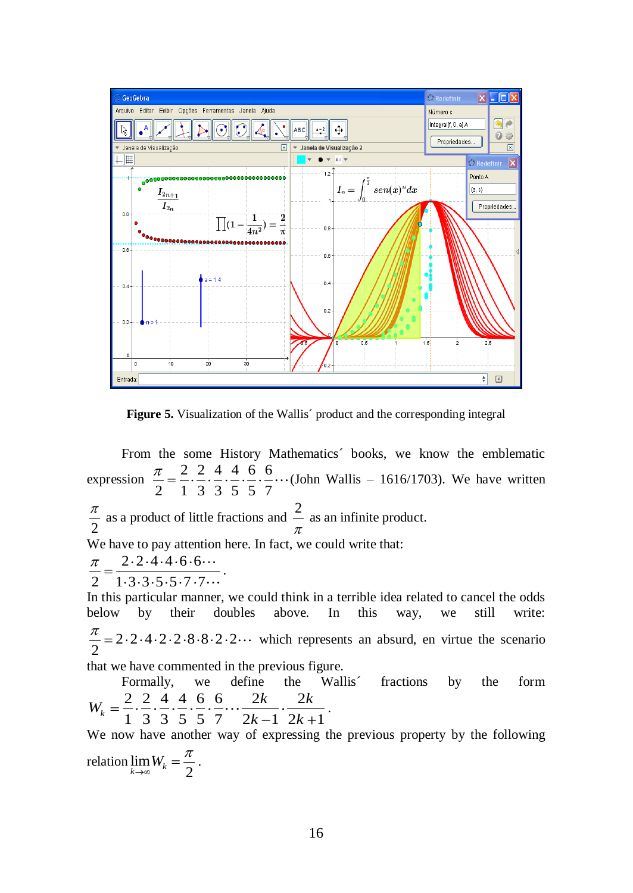**Figure 5.** Visualization of the Wallis´ product and the corresponding integral

From the some History Mathematics´ books, we know the emblematic expression $\frac{\pi}{2} = \frac{2}{1}\cdot\frac{2}{3}\cdot\frac{4}{3}\cdot\frac{4}{5}\cdot\frac{6}{5}\cdot\frac{6}{7}\cdots$(John Wallis – 1616/1703). We have written $\frac{\pi}{2}$ as a product of little fractions and $\frac{2}{\pi}$ as an infinite product.

We have to pay attention here. In fact, we could write that:

$$\frac{\pi}{2} = \frac{2\cdot 2\cdot 4\cdot 4\cdot 6\cdot 6\cdots}{1\cdot 3\cdot 3\cdot 5\cdot 5\cdot 7\cdot 7\cdots}.$$

In this particular manner, we could think in a terrible idea related to cancel the odds below by their doubles above. In this way, we still write: $\frac{\pi}{2} = 2\cdot 2\cdot 4\cdot 2\cdot 2\cdot 8\cdot 8\cdot 2\cdot 2\cdots$ which represents an absurd, en virtue the scenario that we have commented in the previous figure.

Formally, we define the Wallis´ fractions by the form $W_k = \frac{2}{1}\cdot\frac{2}{3}\cdot\frac{4}{3}\cdot\frac{4}{5}\cdot\frac{6}{5}\cdot\frac{6}{7}\cdots\frac{2k}{2k-1}\cdot\frac{2k}{2k+1}$.

We now have another way of expressing the previous property by the following relation $\lim_{k\to\infty} W_k = \frac{\pi}{2}$.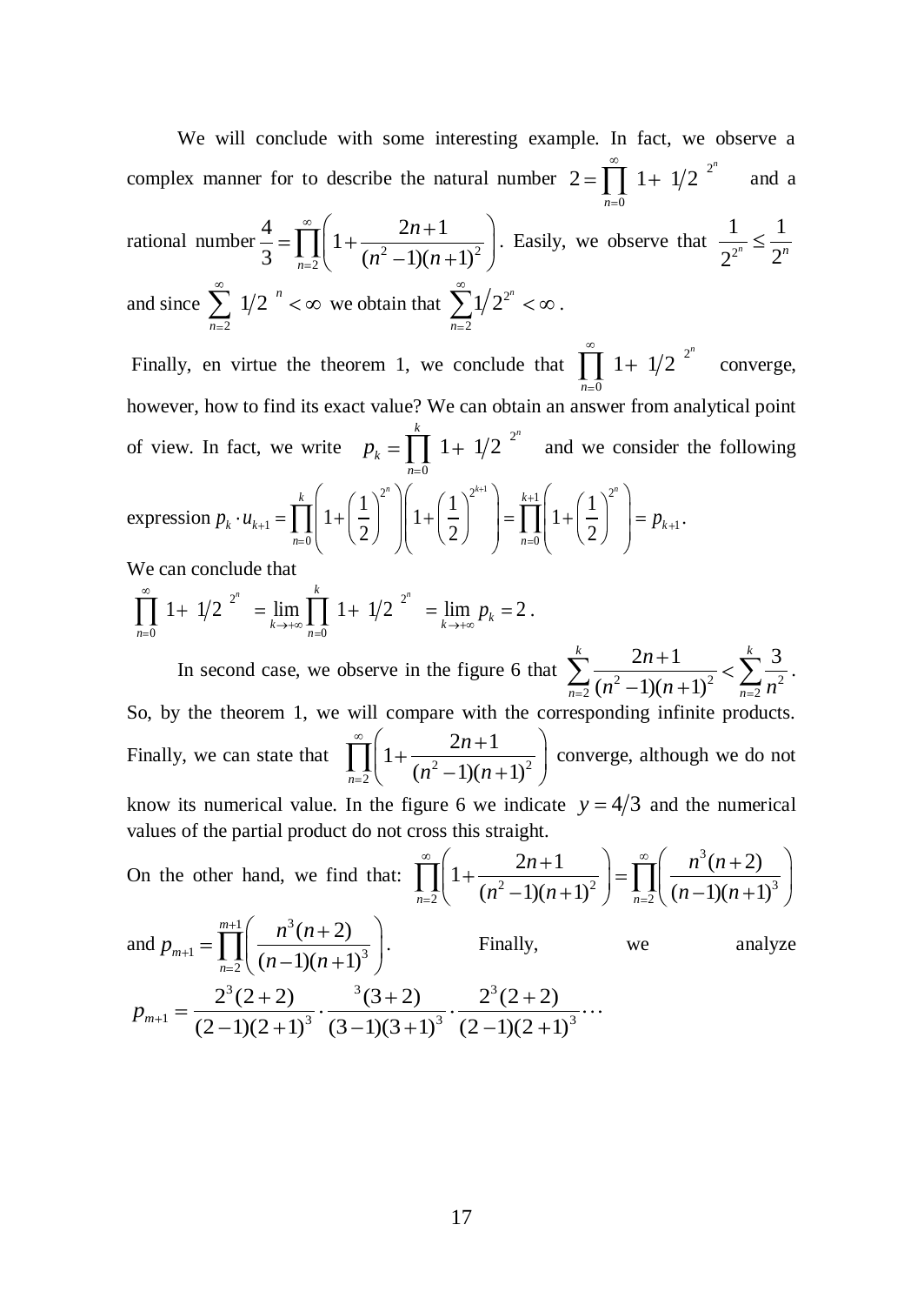We will conclude with some interesting example. In fact, we observe a complex manner for to describe the natural number $2=\prod_{n=0}^{\infty}\left(1+1/2\right)^{2^n}$ and a rational number $\frac{4}{3}=\prod_{n=2}^{\infty}\left(1+\frac{2n+1}{(n^2-1)(n+1)^2}\right)$. Easily, we observe that $\frac{1}{2^{2^n}}\leq\frac{1}{2^n}$ and since $\sum_{n=2}^{\infty}\left(1/2\right)^n<\infty$ we obtain that $\sum_{n=2}^{\infty}1/2^{2^n}<\infty$.

Finally, en virtue the theorem 1, we conclude that $\prod_{n=0}^{\infty}\left(1+1/2\right)^{2^n}$ converge, however, how to find its exact value? We can obtain an answer from analytical point of view. In fact, we write $p_k=\prod_{n=0}^{k}\left(1+1/2\right)^{2^n}$ and we consider the following expression $p_k\cdot u_{k+1}=\prod_{n=0}^{k}\left(1+\left(\frac{1}{2}\right)^{2^n}\right)\left(1+\left(\frac{1}{2}\right)^{2^{k+1}}\right)=\prod_{n=0}^{k+1}\left(1+\left(\frac{1}{2}\right)^{2^n}\right)=p_{k+1}$.

We can conclude that

$$\prod_{n=0}^{\infty}\left(1+1/2\right)^{2^n}=\lim_{k\to+\infty}\prod_{n=0}^{k}\left(1+1/2\right)^{2^n}=\lim_{k\to+\infty}p_k=2.$$

In second case, we observe in the figure 6 that $\sum_{n=2}^{k}\frac{2n+1}{(n^2-1)(n+1)^2}<\sum_{n=2}^{k}\frac{3}{n^2}$. So, by the theorem 1, we will compare with the corresponding infinite products. Finally, we can state that $\prod_{n=2}^{\infty}\left(1+\frac{2n+1}{(n^2-1)(n+1)^2}\right)$ converge, although we do not know its numerical value. In the figure 6 we indicate $y=4/3$ and the numerical values of the partial product do not cross this straight.

On the other hand, we find that: $\prod_{n=2}^{\infty}\left(1+\frac{2n+1}{(n^2-1)(n+1)^2}\right)=\prod_{n=2}^{\infty}\left(\frac{n^3(n+2)}{(n-1)(n+1)^3}\right)$ and $p_{m+1}=\prod_{n=2}^{m+1}\left(\frac{n^3(n+2)}{(n-1)(n+1)^3}\right)$. Finally, we analyze

$$p_{m+1}=\frac{2^3(2+2)}{(2-1)(2+1)^3}\cdot\frac{^3(3+2)}{(3-1)(3+1)^3}\cdot\frac{2^3(2+2)}{(2-1)(2+1)^3}\cdots$$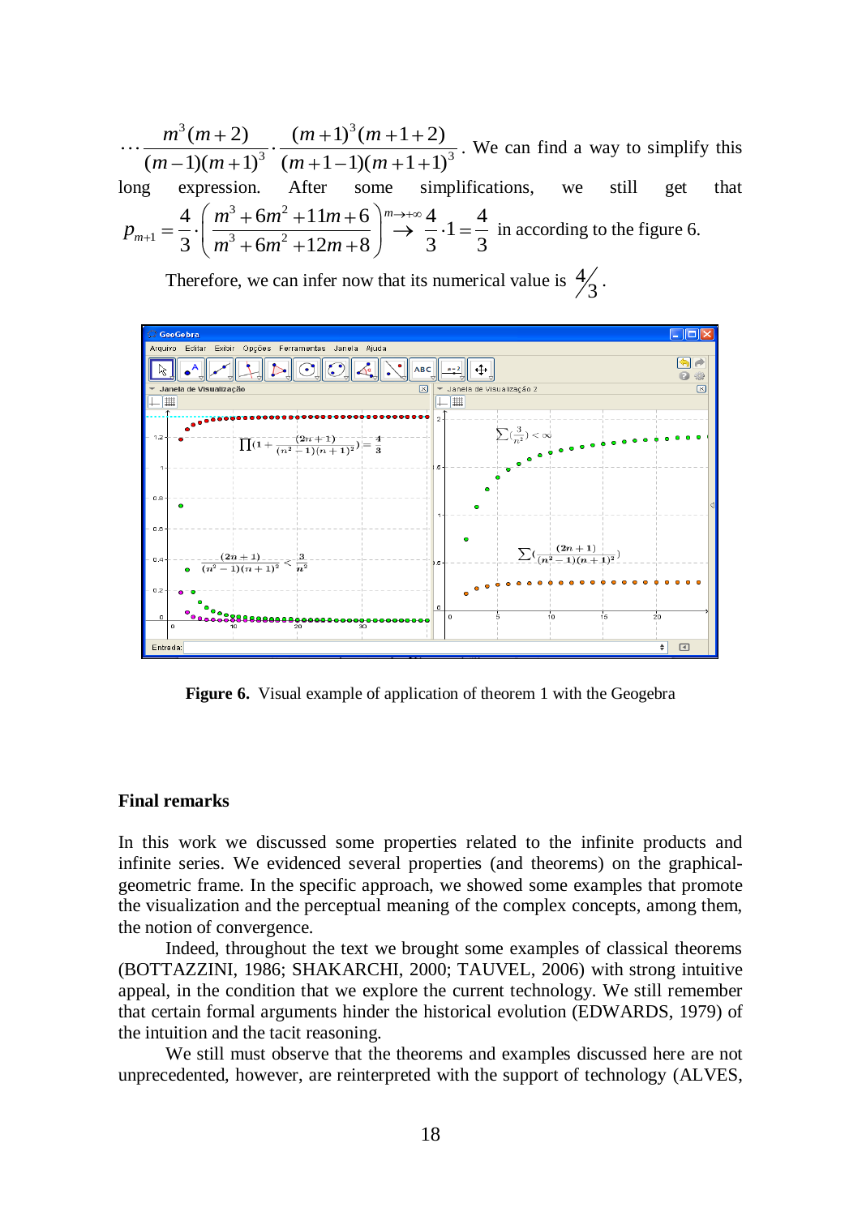$$\cdots \frac{m^3(m+2)}{(m-1)(m+1)^3} \cdot \frac{(m+1)^3(m+1+2)}{(m+1-1)(m+1+1)^3}$$

. We can find a way to simplify this long expression. After some simplifications, we still get that $p_{m+1} = \frac{4}{3} \cdot \left( \frac{m^3 + 6m^2 + 11m + 6}{m^3 + 6m^2 + 12m + 8} \right) \overset{m \to +\infty}{\to} \frac{4}{3} \cdot 1 = \frac{4}{3}$ in according to the figure 6.

Therefore, we can infer now that its numerical value is $4/3$.

**Figure 6.** Visual example of application of theorem 1 with the Geogebra

## Final remarks

In this work we discussed some properties related to the infinite products and infinite series. We evidenced several properties (and theorems) on the graphical-geometric frame. In the specific approach, we showed some examples that promote the visualization and the perceptual meaning of the complex concepts, among them, the notion of convergence.

Indeed, throughout the text we brought some examples of classical theorems (BOTTAZZINI, 1986; SHAKARCHI, 2000; TAUVEL, 2006) with strong intuitive appeal, in the condition that we explore the current technology. We still remember that certain formal arguments hinder the historical evolution (EDWARDS, 1979) of the intuition and the tacit reasoning.

We still must observe that the theorems and examples discussed here are not unprecedented, however, are reinterpreted with the support of technology (ALVES,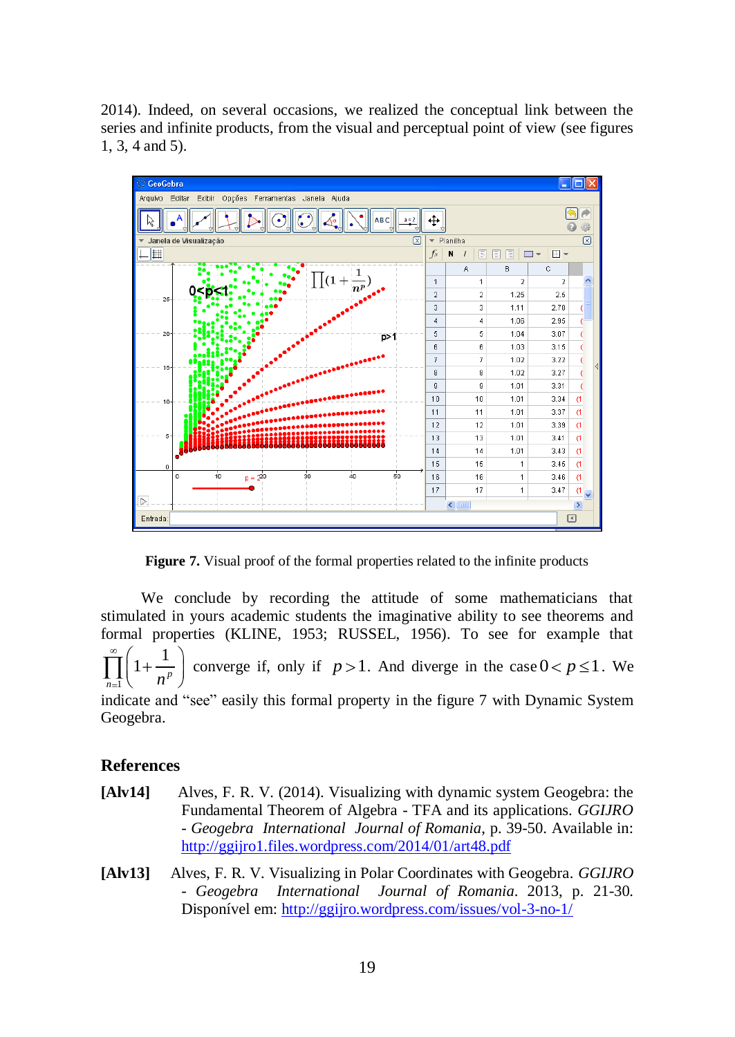2014). Indeed, on several occasions, we realized the conceptual link between the series and infinite products, from the visual and perceptual point of view (see figures 1, 3, 4 and 5).

**Figure 7.** Visual proof of the formal properties related to the infinite products

We conclude by recording the attitude of some mathematicians that stimulated in yours academic students the imaginative ability to see theorems and formal properties (KLINE, 1953; RUSSEL, 1956). To see for example that $\prod_{n=1}^{\infty}\left(1+\frac{1}{n^p}\right)$ converge if, only if $p>1$. And diverge in the case $0<p\leq 1$. We indicate and "see" easily this formal property in the figure 7 with Dynamic System Geogebra.

## References

**[Alv14]** Alves, F. R. V. (2014). Visualizing with dynamic system Geogebra: the Fundamental Theorem of Algebra - TFA and its applications. *GGIJRO - Geogebra International Journal of Romania*, p. 39-50. Available in: http://ggijro1.files.wordpress.com/2014/01/art48.pdf

**[Alv13]** Alves, F. R. V. Visualizing in Polar Coordinates with Geogebra. *GGIJRO - Geogebra International Journal of Romania*. 2013, p. 21-30. Disponível em: http://ggijro.wordpress.com/issues/vol-3-no-1/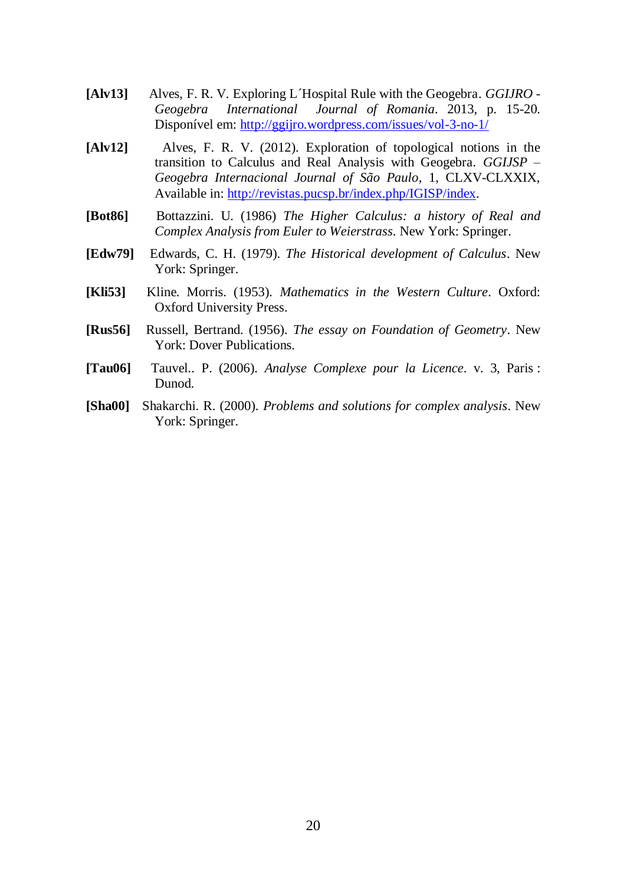**[Alv13]** Alves, F. R. V. Exploring L´Hospital Rule with the Geogebra. *GGIJRO - Geogebra International Journal of Romania*. 2013, p. 15-20. Disponível em: http://ggijro.wordpress.com/issues/vol-3-no-1/

**[Alv12]** Alves, F. R. V. (2012). Exploration of topological notions in the transition to Calculus and Real Analysis with Geogebra. *GGIJSP – Geogebra Internacional Journal of São Paulo*, 1, CLXV-CLXXIX, Available in: http://revistas.pucsp.br/index.php/IGISP/index.

**[Bot86]** Bottazzini. U. (1986) *The Higher Calculus: a history of Real and Complex Analysis from Euler to Weierstrass*. New York: Springer.

**[Edw79]** Edwards, C. H. (1979). *The Historical development of Calculus*. New York: Springer.

**[Kli53]** Kline. Morris. (1953). *Mathematics in the Western Culture*. Oxford: Oxford University Press.

**[Rus56]** Russell, Bertrand. (1956). *The essay on Foundation of Geometry*. New York: Dover Publications.

**[Tau06]** Tauvel.. P. (2006). *Analyse Complexe pour la Licence*. v. 3, Paris : Dunod.

**[Sha00]** Shakarchi. R. (2000). *Problems and solutions for complex analysis*. New York: Springer.